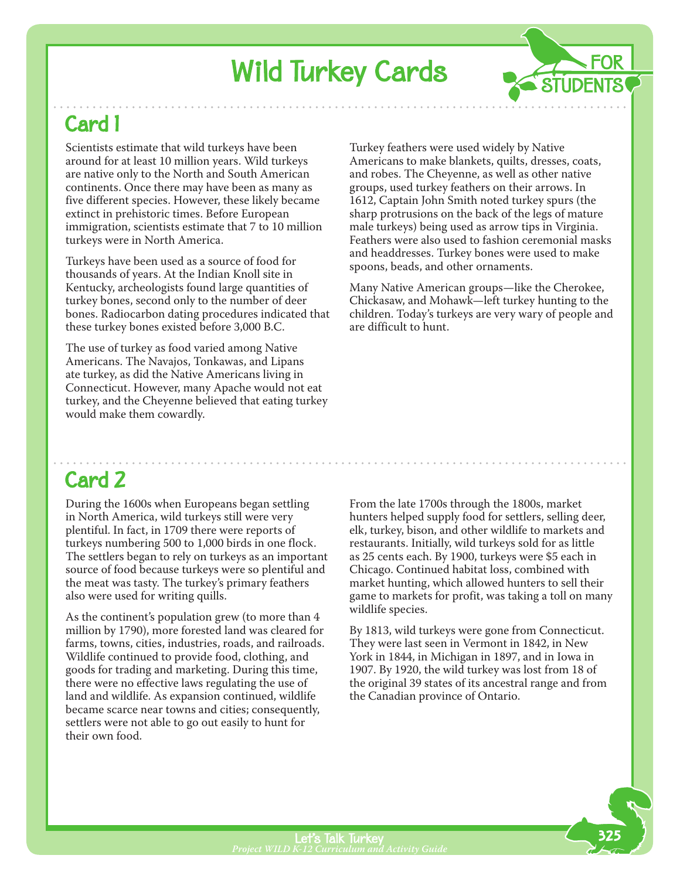# Wild Turkey Cards

FOR STUDENTS

## Card 1

Scientists estimate that wild turkeys have been around for at least 10 million years. Wild turkeys are native only to the North and South American continents. Once there may have been as many as five different species. However, these likely became extinct in prehistoric times. Before European immigration, scientists estimate that 7 to 10 million turkeys were in North America.

Turkeys have been used as a source of food for thousands of years. At the Indian Knoll site in Kentucky, archeologists found large quantities of turkey bones, second only to the number of deer bones. Radiocarbon dating procedures indicated that these turkey bones existed before 3,000 B.C.

The use of turkey as food varied among Native Americans. The Navajos, Tonkawas, and Lipans ate turkey, as did the Native Americans living in Connecticut. However, many Apache would not eat turkey, and the Cheyenne believed that eating turkey would make them cowardly.

Turkey feathers were used widely by Native Americans to make blankets, quilts, dresses, coats, and robes. The Cheyenne, as well as other native groups, used turkey feathers on their arrows. In 1612, Captain John Smith noted turkey spurs (the sharp protrusions on the back of the legs of mature male turkeys) being used as arrow tips in Virginia. Feathers were also used to fashion ceremonial masks and headdresses. Turkey bones were used to make spoons, beads, and other ornaments.

Many Native American groups—like the Cherokee, Chickasaw, and Mohawk—left turkey hunting to the children. Today's turkeys are very wary of people and are difficult to hunt.

## Card 2

During the 1600s when Europeans began settling in North America, wild turkeys still were very plentiful. In fact, in 1709 there were reports of turkeys numbering 500 to 1,000 birds in one flock. The settlers began to rely on turkeys as an important source of food because turkeys were so plentiful and the meat was tasty. The turkey's primary feathers also were used for writing quills.

As the continent's population grew (to more than 4 million by 1790), more forested land was cleared for farms, towns, cities, industries, roads, and railroads. Wildlife continued to provide food, clothing, and goods for trading and marketing. During this time, there were no effective laws regulating the use of land and wildlife. As expansion continued, wildlife became scarce near towns and cities; consequently, settlers were not able to go out easily to hunt for their own food.

From the late 1700s through the 1800s, market hunters helped supply food for settlers, selling deer, elk, turkey, bison, and other wildlife to markets and restaurants. Initially, wild turkeys sold for as little as 25 cents each. By 1900, turkeys were $5 each in Chicago. Continued habitat loss, combined with market hunting, which allowed hunters to sell their game to markets for profit, was taking a toll on many wildlife species.

By 1813, wild turkeys were gone from Connecticut. They were last seen in Vermont in 1842, in New York in 1844, in Michigan in 1897, and in Iowa in 1907. By 1920, the wild turkey was lost from 18 of the original 39 states of its ancestral range and from the Canadian province of Ontario.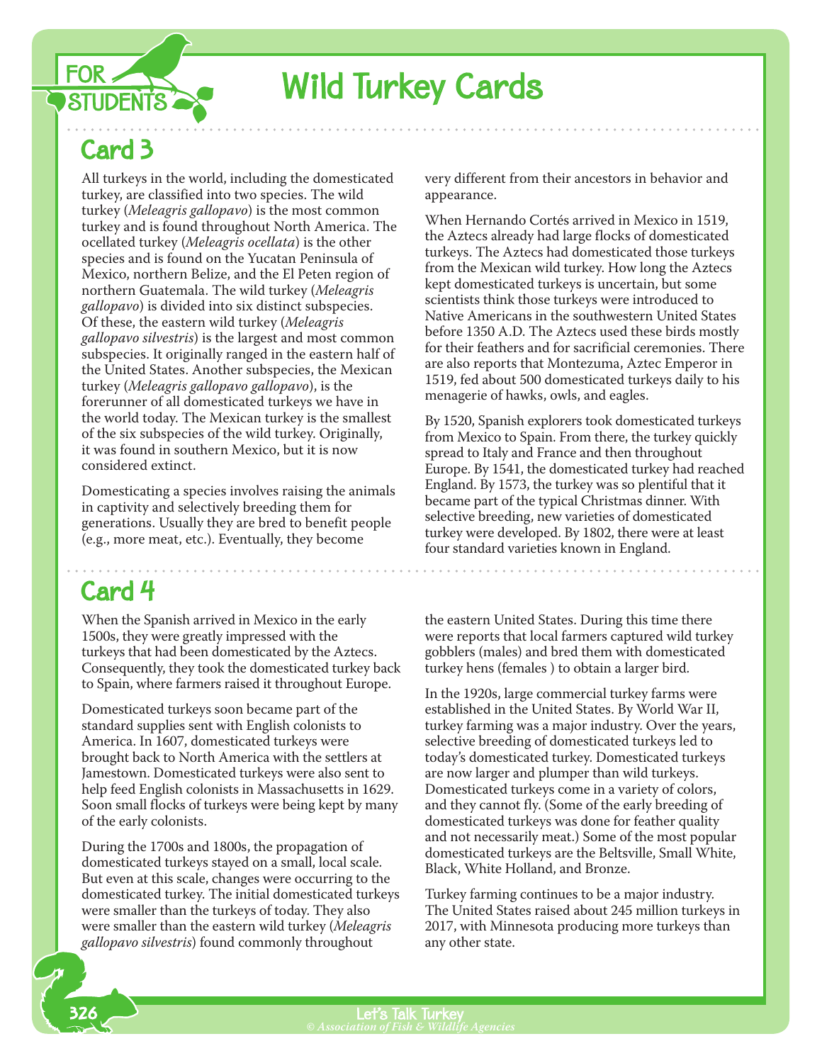# Wild Turkey Cards

## Card 3

All turkeys in the world, including the domesticated turkey, are classified into two species. The wild turkey (*Meleagris gallopavo*) is the most common turkey and is found throughout North America. The ocellated turkey (*Meleagris ocellata*) is the other species and is found on the Yucatan Peninsula of Mexico, northern Belize, and the El Peten region of northern Guatemala. The wild turkey (*Meleagris gallopavo*) is divided into six distinct subspecies. Of these, the eastern wild turkey (*Meleagris gallopavo silvestris*) is the largest and most common subspecies. It originally ranged in the eastern half of the United States. Another subspecies, the Mexican turkey (*Meleagris gallopavo gallopavo*), is the forerunner of all domesticated turkeys we have in the world today. The Mexican turkey is the smallest of the six subspecies of the wild turkey. Originally, it was found in southern Mexico, but it is now considered extinct.

Domesticating a species involves raising the animals in captivity and selectively breeding them for generations. Usually they are bred to benefit people (e.g., more meat, etc.). Eventually, they become very different from their ancestors in behavior and appearance.

When Hernando Cortés arrived in Mexico in 1519, the Aztecs already had large flocks of domesticated turkeys. The Aztecs had domesticated those turkeys from the Mexican wild turkey. How long the Aztecs kept domesticated turkeys is uncertain, but some scientists think those turkeys were introduced to Native Americans in the southwestern United States before 1350 A.D. The Aztecs used these birds mostly for their feathers and for sacrificial ceremonies. There are also reports that Montezuma, Aztec Emperor in 1519, fed about 500 domesticated turkeys daily to his menagerie of hawks, owls, and eagles.

By 1520, Spanish explorers took domesticated turkeys from Mexico to Spain. From there, the turkey quickly spread to Italy and France and then throughout Europe. By 1541, the domesticated turkey had reached England. By 1573, the turkey was so plentiful that it became part of the typical Christmas dinner. With selective breeding, new varieties of domesticated turkey were developed. By 1802, there were at least four standard varieties known in England.

## Card 4

When the Spanish arrived in Mexico in the early 1500s, they were greatly impressed with the turkeys that had been domesticated by the Aztecs. Consequently, they took the domesticated turkey back to Spain, where farmers raised it throughout Europe.

Domesticated turkeys soon became part of the standard supplies sent with English colonists to America. In 1607, domesticated turkeys were brought back to North America with the settlers at Jamestown. Domesticated turkeys were also sent to help feed English colonists in Massachusetts in 1629. Soon small flocks of turkeys were being kept by many of the early colonists.

During the 1700s and 1800s, the propagation of domesticated turkeys stayed on a small, local scale. But even at this scale, changes were occurring to the domesticated turkey. The initial domesticated turkeys were smaller than the turkeys of today. They also were smaller than the eastern wild turkey (*Meleagris gallopavo silvestris*) found commonly throughout the eastern United States. During this time there were reports that local farmers captured wild turkey gobblers (males) and bred them with domesticated turkey hens (females ) to obtain a larger bird.

In the 1920s, large commercial turkey farms were established in the United States. By World War II, turkey farming was a major industry. Over the years, selective breeding of domesticated turkeys led to today's domesticated turkey. Domesticated turkeys are now larger and plumper than wild turkeys. Domesticated turkeys come in a variety of colors, and they cannot fly. (Some of the early breeding of domesticated turkeys was done for feather quality and not necessarily meat.) Some of the most popular domesticated turkeys are the Beltsville, Small White, Black, White Holland, and Bronze.

Turkey farming continues to be a major industry. The United States raised about 245 million turkeys in 2017, with Minnesota producing more turkeys than any other state.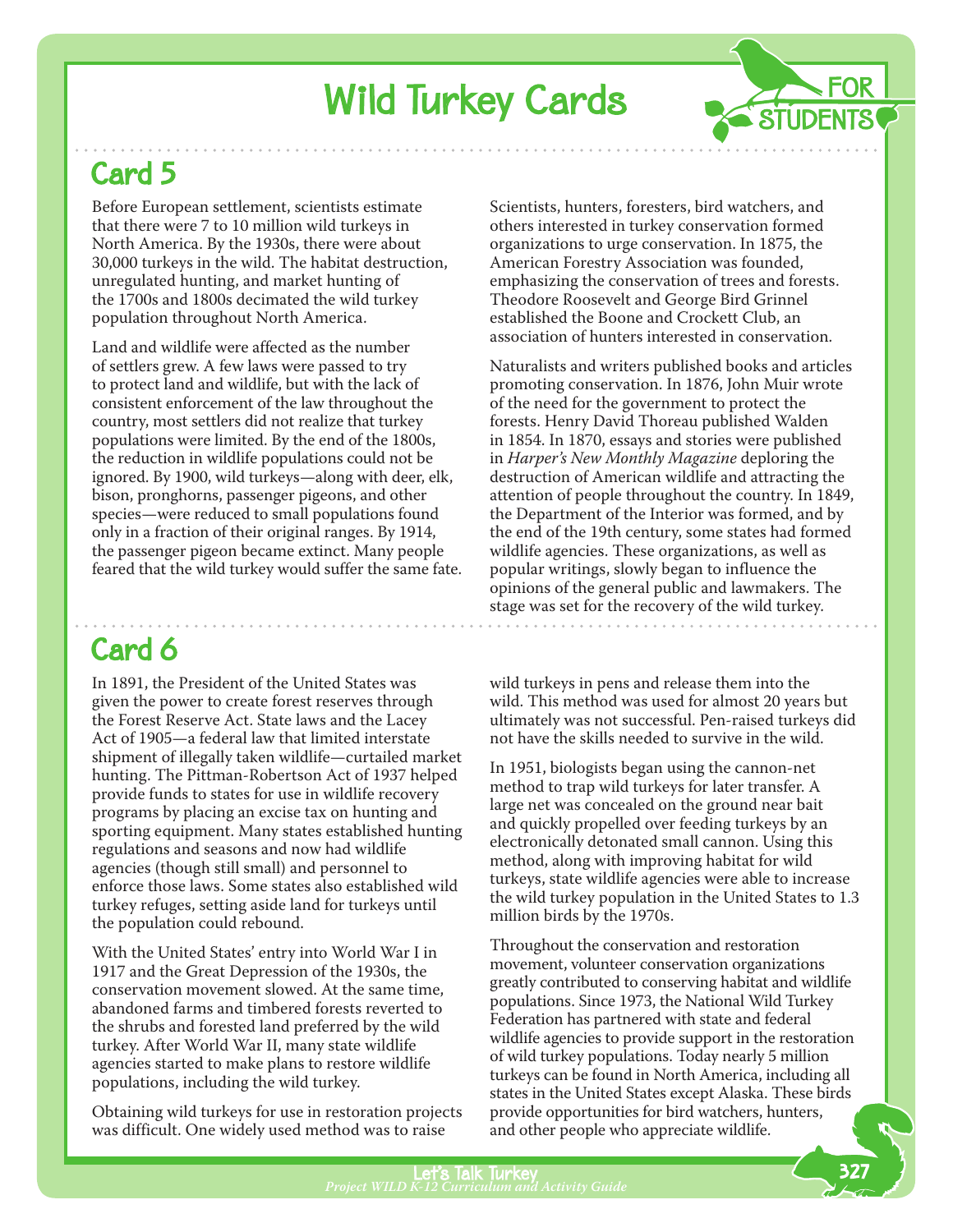# Wild Turkey Cards

FOR STUDENTS

## Card 5

Before European settlement, scientists estimate that there were 7 to 10 million wild turkeys in North America. By the 1930s, there were about 30,000 turkeys in the wild. The habitat destruction, unregulated hunting, and market hunting of the 1700s and 1800s decimated the wild turkey population throughout North America.

Land and wildlife were affected as the number of settlers grew. A few laws were passed to try to protect land and wildlife, but with the lack of consistent enforcement of the law throughout the country, most settlers did not realize that turkey populations were limited. By the end of the 1800s, the reduction in wildlife populations could not be ignored. By 1900, wild turkeys—along with deer, elk, bison, pronghorns, passenger pigeons, and other species—were reduced to small populations found only in a fraction of their original ranges. By 1914, the passenger pigeon became extinct. Many people feared that the wild turkey would suffer the same fate.

Scientists, hunters, foresters, bird watchers, and others interested in turkey conservation formed organizations to urge conservation. In 1875, the American Forestry Association was founded, emphasizing the conservation of trees and forests. Theodore Roosevelt and George Bird Grinnel established the Boone and Crockett Club, an association of hunters interested in conservation.

Naturalists and writers published books and articles promoting conservation. In 1876, John Muir wrote of the need for the government to protect the forests. Henry David Thoreau published Walden in 1854. In 1870, essays and stories were published in *Harper's New Monthly Magazine* deploring the destruction of American wildlife and attracting the attention of people throughout the country. In 1849, the Department of the Interior was formed, and by the end of the 19th century, some states had formed wildlife agencies. These organizations, as well as popular writings, slowly began to influence the opinions of the general public and lawmakers. The stage was set for the recovery of the wild turkey.

## Card 6

In 1891, the President of the United States was given the power to create forest reserves through the Forest Reserve Act. State laws and the Lacey Act of 1905—a federal law that limited interstate shipment of illegally taken wildlife—curtailed market hunting. The Pittman-Robertson Act of 1937 helped provide funds to states for use in wildlife recovery programs by placing an excise tax on hunting and sporting equipment. Many states established hunting regulations and seasons and now had wildlife agencies (though still small) and personnel to enforce those laws. Some states also established wild turkey refuges, setting aside land for turkeys until the population could rebound.

With the United States' entry into World War I in 1917 and the Great Depression of the 1930s, the conservation movement slowed. At the same time, abandoned farms and timbered forests reverted to the shrubs and forested land preferred by the wild turkey. After World War II, many state wildlife agencies started to make plans to restore wildlife populations, including the wild turkey.

Obtaining wild turkeys for use in restoration projects was difficult. One widely used method was to raise wild turkeys in pens and release them into the wild. This method was used for almost 20 years but ultimately was not successful. Pen-raised turkeys did not have the skills needed to survive in the wild.

In 1951, biologists began using the cannon-net method to trap wild turkeys for later transfer. A large net was concealed on the ground near bait and quickly propelled over feeding turkeys by an electronically detonated small cannon. Using this method, along with improving habitat for wild turkeys, state wildlife agencies were able to increase the wild turkey population in the United States to 1.3 million birds by the 1970s.

Throughout the conservation and restoration movement, volunteer conservation organizations greatly contributed to conserving habitat and wildlife populations. Since 1973, the National Wild Turkey Federation has partnered with state and federal wildlife agencies to provide support in the restoration of wild turkey populations. Today nearly 5 million turkeys can be found in North America, including all states in the United States except Alaska. These birds provide opportunities for bird watchers, hunters, and other people who appreciate wildlife.